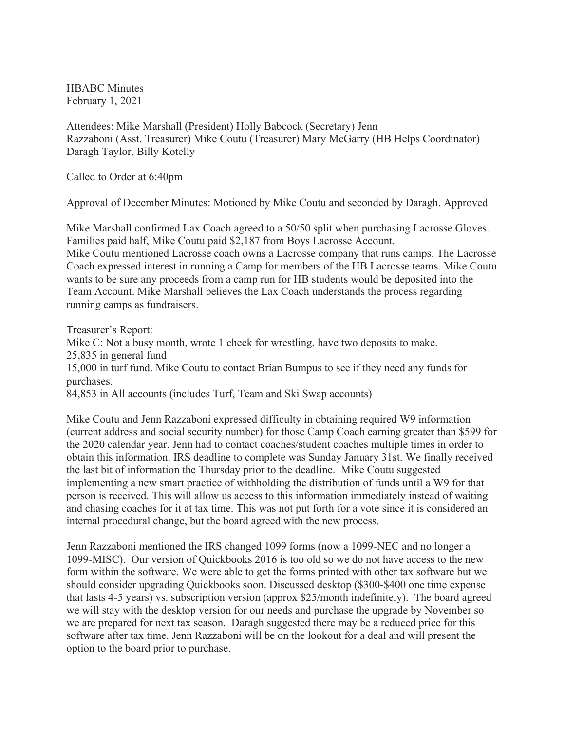HBABC Minutes
February 1, 2021

Attendees: Mike Marshall (President) Holly Babcock (Secretary) Jenn Razzaboni (Asst. Treasurer) Mike Coutu (Treasurer) Mary McGarry (HB Helps Coordinator) Daragh Taylor, Billy Kotelly

Called to Order at 6:40pm

Approval of December Minutes: Motioned by Mike Coutu and seconded by Daragh. Approved

Mike Marshall confirmed Lax Coach agreed to a 50/50 split when purchasing Lacrosse Gloves. Families paid half, Mike Coutu paid $2,187 from Boys Lacrosse Account.
Mike Coutu mentioned Lacrosse coach owns a Lacrosse company that runs camps. The Lacrosse Coach expressed interest in running a Camp for members of the HB Lacrosse teams. Mike Coutu wants to be sure any proceeds from a camp run for HB students would be deposited into the Team Account. Mike Marshall believes the Lax Coach understands the process regarding running camps as fundraisers.

Treasurer's Report:
Mike C: Not a busy month, wrote 1 check for wrestling, have two deposits to make.
25,835 in general fund
15,000 in turf fund. Mike Coutu to contact Brian Bumpus to see if they need any funds for purchases.
84,853 in All accounts (includes Turf, Team and Ski Swap accounts)

Mike Coutu and Jenn Razzaboni expressed difficulty in obtaining required W9 information (current address and social security number) for those Camp Coach earning greater than $599 for the 2020 calendar year. Jenn had to contact coaches/student coaches multiple times in order to obtain this information. IRS deadline to complete was Sunday January 31st. We finally received the last bit of information the Thursday prior to the deadline. Mike Coutu suggested implementing a new smart practice of withholding the distribution of funds until a W9 for that person is received. This will allow us access to this information immediately instead of waiting and chasing coaches for it at tax time. This was not put forth for a vote since it is considered an internal procedural change, but the board agreed with the new process.

Jenn Razzaboni mentioned the IRS changed 1099 forms (now a 1099-NEC and no longer a 1099-MISC). Our version of Quickbooks 2016 is too old so we do not have access to the new form within the software. We were able to get the forms printed with other tax software but we should consider upgrading Quickbooks soon. Discussed desktop ($300-$400 one time expense that lasts 4-5 years) vs. subscription version (approx $25/month indefinitely). The board agreed we will stay with the desktop version for our needs and purchase the upgrade by November so we are prepared for next tax season. Daragh suggested there may be a reduced price for this software after tax time. Jenn Razzaboni will be on the lookout for a deal and will present the option to the board prior to purchase.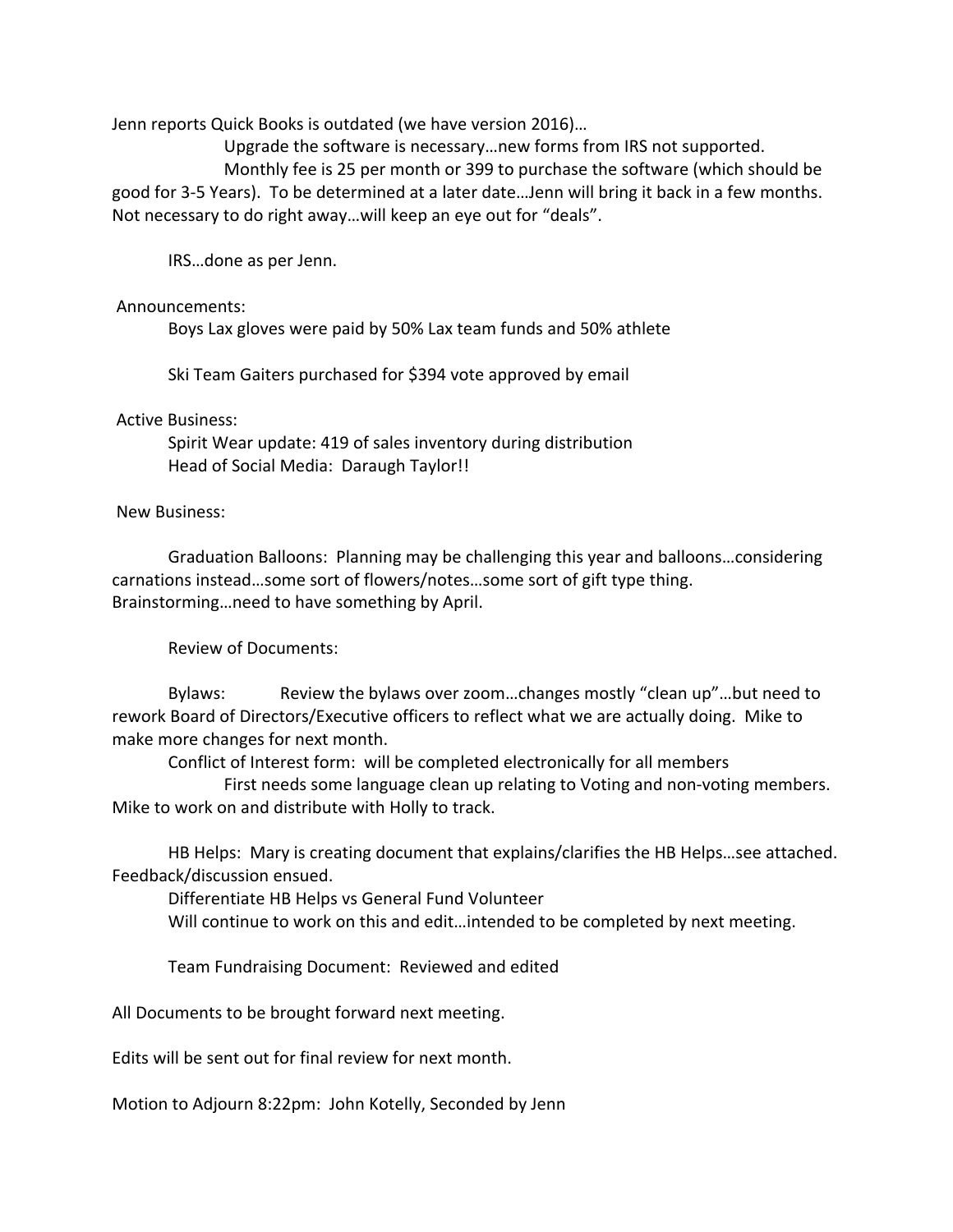Jenn reports Quick Books is outdated (we have version 2016)…

Upgrade the software is necessary…new forms from IRS not supported.

Monthly fee is 25 per month or 399 to purchase the software (which should be good for 3-5 Years). To be determined at a later date…Jenn will bring it back in a few months. Not necessary to do right away…will keep an eye out for "deals".

IRS…done as per Jenn.

Announcements:

Boys Lax gloves were paid by 50% Lax team funds and 50% athlete

Ski Team Gaiters purchased for $394 vote approved by email

Active Business:

Spirit Wear update: 419 of sales inventory during distribution

Head of Social Media: Daraugh Taylor!!

New Business:

Graduation Balloons: Planning may be challenging this year and balloons…considering carnations instead…some sort of flowers/notes…some sort of gift type thing. Brainstorming…need to have something by April.

Review of Documents:

Bylaws: Review the bylaws over zoom…changes mostly "clean up"…but need to rework Board of Directors/Executive officers to reflect what we are actually doing. Mike to make more changes for next month.

Conflict of Interest form: will be completed electronically for all members

First needs some language clean up relating to Voting and non-voting members. Mike to work on and distribute with Holly to track.

HB Helps: Mary is creating document that explains/clarifies the HB Helps…see attached. Feedback/discussion ensued.

Differentiate HB Helps vs General Fund Volunteer

Will continue to work on this and edit…intended to be completed by next meeting.

Team Fundraising Document: Reviewed and edited

All Documents to be brought forward next meeting.

Edits will be sent out for final review for next month.

Motion to Adjourn 8:22pm: John Kotelly, Seconded by Jenn